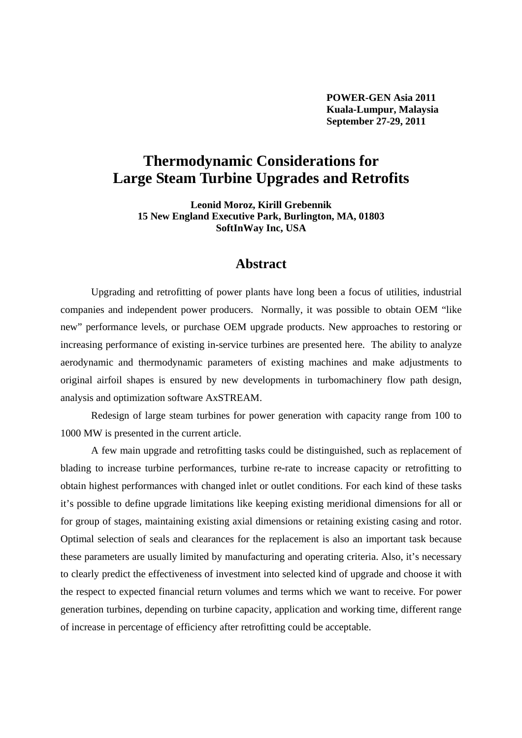**POWER-GEN Asia 2011**
**Kuala-Lumpur, Malaysia**
**September 27-29, 2011**

# Thermodynamic Considerations for Large Steam Turbine Upgrades and Retrofits

**Leonid Moroz, Kirill Grebennik**
**15 New England Executive Park, Burlington, MA, 01803**
**SoftInWay Inc, USA**

## Abstract

Upgrading and retrofitting of power plants have long been a focus of utilities, industrial companies and independent power producers. Normally, it was possible to obtain OEM "like new" performance levels, or purchase OEM upgrade products. New approaches to restoring or increasing performance of existing in-service turbines are presented here. The ability to analyze aerodynamic and thermodynamic parameters of existing machines and make adjustments to original airfoil shapes is ensured by new developments in turbomachinery flow path design, analysis and optimization software AxSTREAM.

Redesign of large steam turbines for power generation with capacity range from 100 to 1000 MW is presented in the current article.

A few main upgrade and retrofitting tasks could be distinguished, such as replacement of blading to increase turbine performances, turbine re-rate to increase capacity or retrofitting to obtain highest performances with changed inlet or outlet conditions. For each kind of these tasks it's possible to define upgrade limitations like keeping existing meridional dimensions for all or for group of stages, maintaining existing axial dimensions or retaining existing casing and rotor. Optimal selection of seals and clearances for the replacement is also an important task because these parameters are usually limited by manufacturing and operating criteria. Also, it's necessary to clearly predict the effectiveness of investment into selected kind of upgrade and choose it with the respect to expected financial return volumes and terms which we want to receive. For power generation turbines, depending on turbine capacity, application and working time, different range of increase in percentage of efficiency after retrofitting could be acceptable.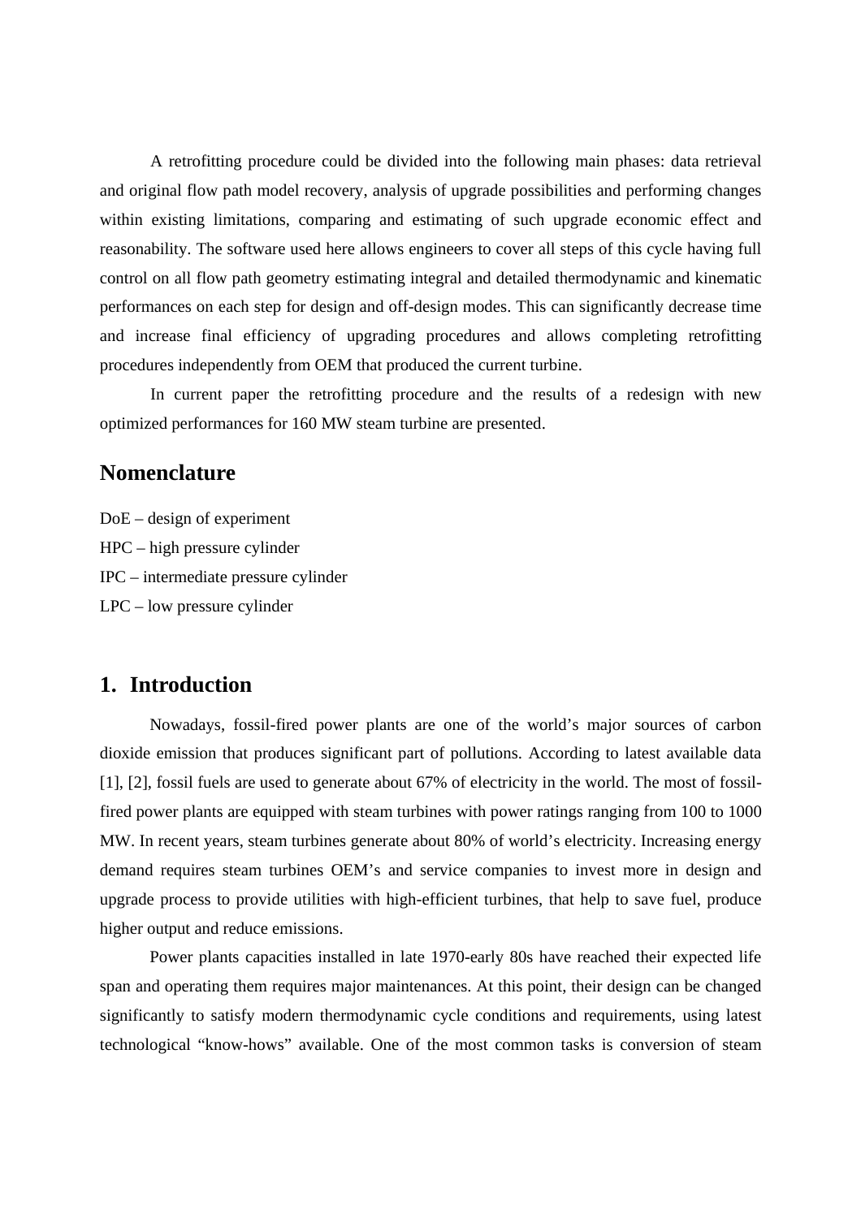A retrofitting procedure could be divided into the following main phases: data retrieval and original flow path model recovery, analysis of upgrade possibilities and performing changes within existing limitations, comparing and estimating of such upgrade economic effect and reasonability. The software used here allows engineers to cover all steps of this cycle having full control on all flow path geometry estimating integral and detailed thermodynamic and kinematic performances on each step for design and off-design modes. This can significantly decrease time and increase final efficiency of upgrading procedures and allows completing retrofitting procedures independently from OEM that produced the current turbine.

In current paper the retrofitting procedure and the results of a redesign with new optimized performances for 160 MW steam turbine are presented.

## Nomenclature

DoE – design of experiment

HPC – high pressure cylinder

IPC – intermediate pressure cylinder

LPC – low pressure cylinder

## 1. Introduction

Nowadays, fossil-fired power plants are one of the world's major sources of carbon dioxide emission that produces significant part of pollutions. According to latest available data [1], [2], fossil fuels are used to generate about 67% of electricity in the world. The most of fossil-fired power plants are equipped with steam turbines with power ratings ranging from 100 to 1000 MW. In recent years, steam turbines generate about 80% of world's electricity. Increasing energy demand requires steam turbines OEM's and service companies to invest more in design and upgrade process to provide utilities with high-efficient turbines, that help to save fuel, produce higher output and reduce emissions.

Power plants capacities installed in late 1970-early 80s have reached their expected life span and operating them requires major maintenances. At this point, their design can be changed significantly to satisfy modern thermodynamic cycle conditions and requirements, using latest technological "know-hows" available. One of the most common tasks is conversion of steam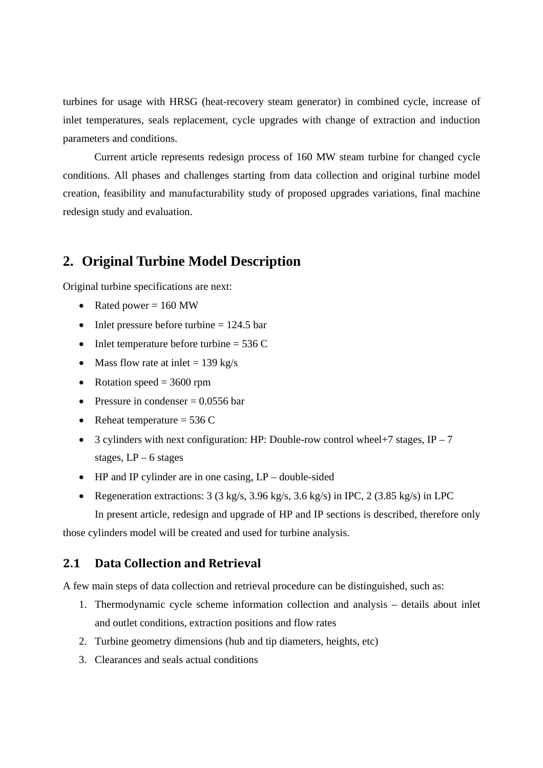turbines for usage with HRSG (heat-recovery steam generator) in combined cycle, increase of inlet temperatures, seals replacement, cycle upgrades with change of extraction and induction parameters and conditions.

Current article represents redesign process of 160 MW steam turbine for changed cycle conditions. All phases and challenges starting from data collection and original turbine model creation, feasibility and manufacturability study of proposed upgrades variations, final machine redesign study and evaluation.

## 2. Original Turbine Model Description

Original turbine specifications are next:

- Rated power = 160 MW
- Inlet pressure before turbine = 124.5 bar
- Inlet temperature before turbine = 536 C
- Mass flow rate at inlet = 139 kg/s
- Rotation speed = 3600 rpm
- Pressure in condenser = 0.0556 bar
- Reheat temperature = 536 C
- 3 cylinders with next configuration: HP: Double-row control wheel+7 stages, IP – 7 stages, LP – 6 stages
- HP and IP cylinder are in one casing, LP – double-sided
- Regeneration extractions: 3 (3 kg/s, 3.96 kg/s, 3.6 kg/s) in IPC, 2 (3.85 kg/s) in LPC

In present article, redesign and upgrade of HP and IP sections is described, therefore only those cylinders model will be created and used for turbine analysis.

### 2.1 Data Collection and Retrieval

A few main steps of data collection and retrieval procedure can be distinguished, such as:

1. Thermodynamic cycle scheme information collection and analysis – details about inlet and outlet conditions, extraction positions and flow rates
2. Turbine geometry dimensions (hub and tip diameters, heights, etc)
3. Clearances and seals actual conditions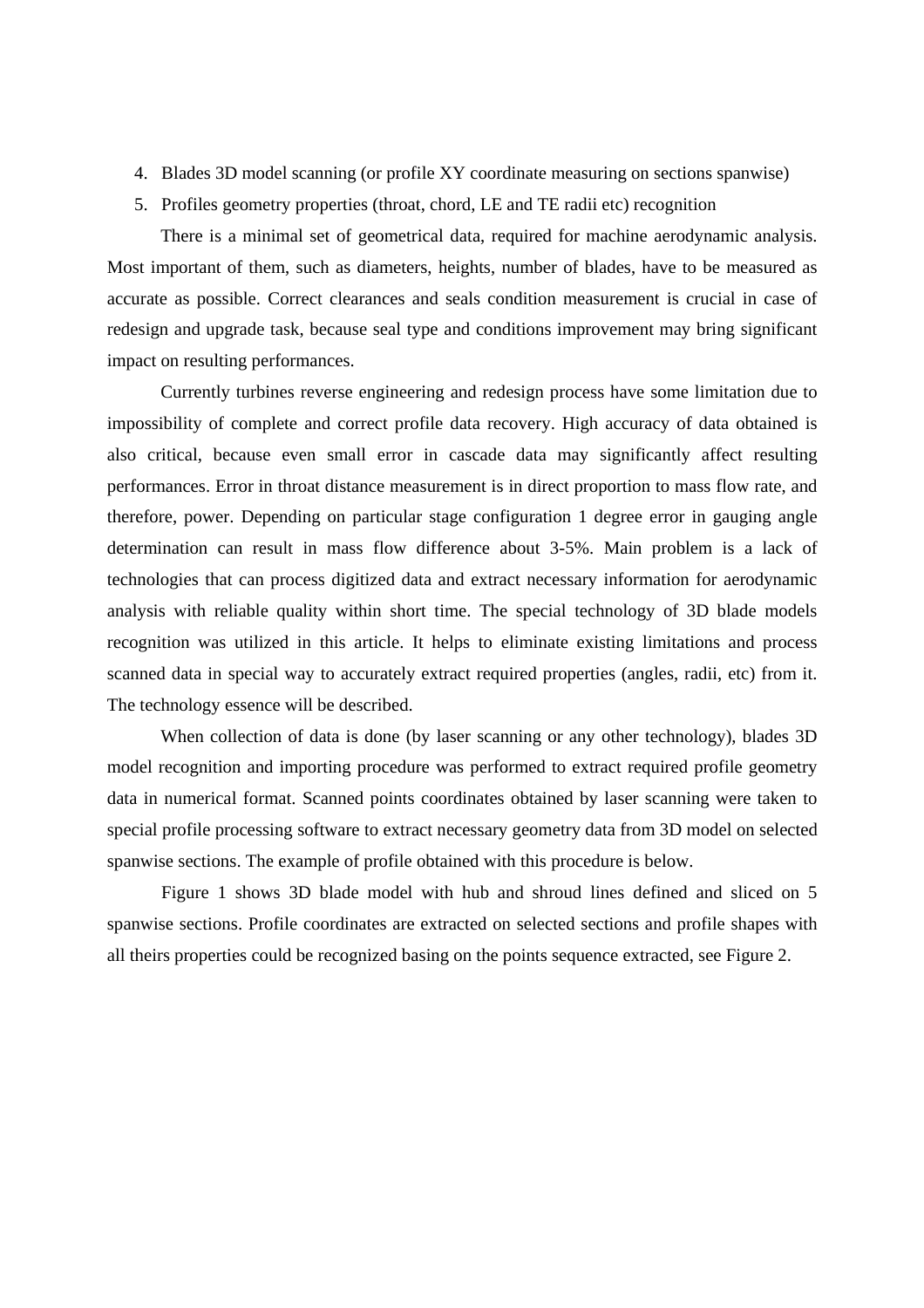4. Blades 3D model scanning (or profile XY coordinate measuring on sections spanwise)
5. Profiles geometry properties (throat, chord, LE and TE radii etc) recognition

There is a minimal set of geometrical data, required for machine aerodynamic analysis. Most important of them, such as diameters, heights, number of blades, have to be measured as accurate as possible. Correct clearances and seals condition measurement is crucial in case of redesign and upgrade task, because seal type and conditions improvement may bring significant impact on resulting performances.

Currently turbines reverse engineering and redesign process have some limitation due to impossibility of complete and correct profile data recovery. High accuracy of data obtained is also critical, because even small error in cascade data may significantly affect resulting performances. Error in throat distance measurement is in direct proportion to mass flow rate, and therefore, power. Depending on particular stage configuration 1 degree error in gauging angle determination can result in mass flow difference about 3-5%. Main problem is a lack of technologies that can process digitized data and extract necessary information for aerodynamic analysis with reliable quality within short time. The special technology of 3D blade models recognition was utilized in this article. It helps to eliminate existing limitations and process scanned data in special way to accurately extract required properties (angles, radii, etc) from it. The technology essence will be described.

When collection of data is done (by laser scanning or any other technology), blades 3D model recognition and importing procedure was performed to extract required profile geometry data in numerical format. Scanned points coordinates obtained by laser scanning were taken to special profile processing software to extract necessary geometry data from 3D model on selected spanwise sections. The example of profile obtained with this procedure is below.

Figure 1 shows 3D blade model with hub and shroud lines defined and sliced on 5 spanwise sections. Profile coordinates are extracted on selected sections and profile shapes with all theirs properties could be recognized basing on the points sequence extracted, see Figure 2.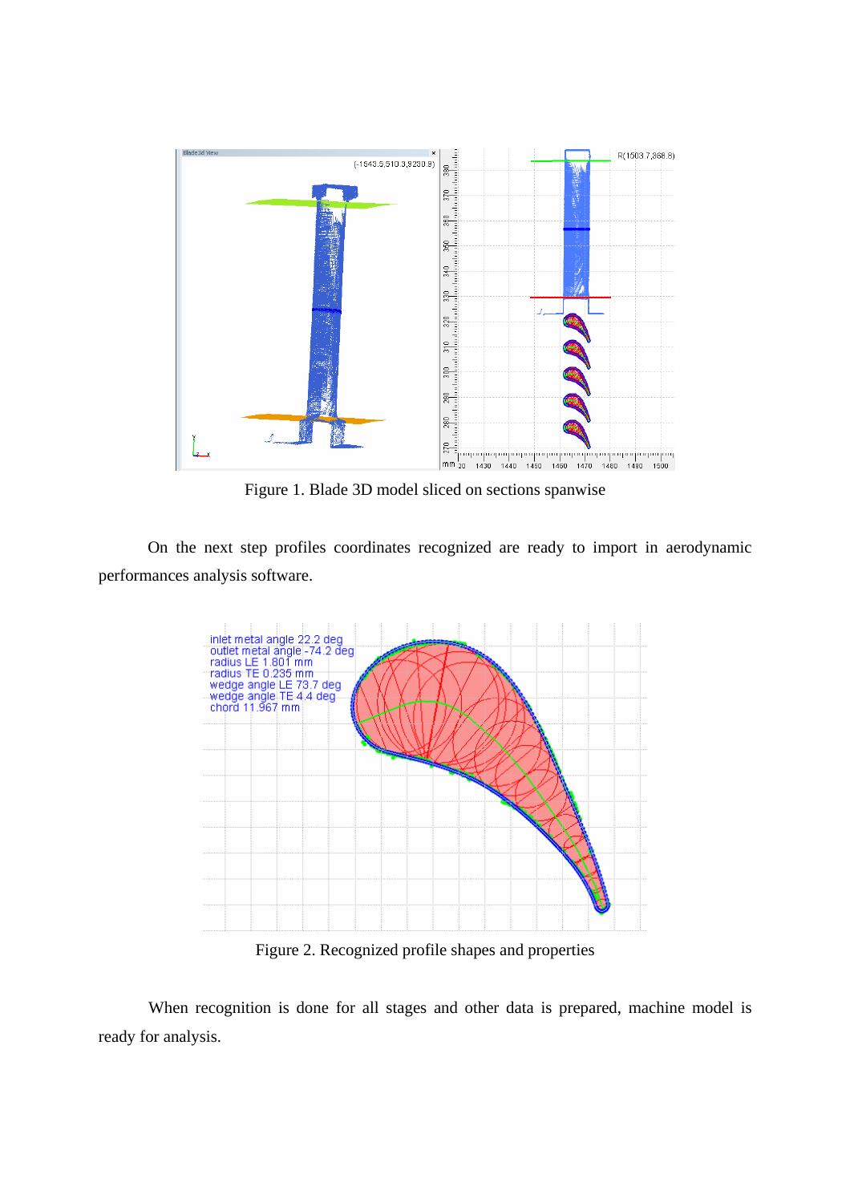Figure 1. Blade 3D model sliced on sections spanwise

On the next step profiles coordinates recognized are ready to import in aerodynamic performances analysis software.

Figure 2. Recognized profile shapes and properties

When recognition is done for all stages and other data is prepared, machine model is ready for analysis.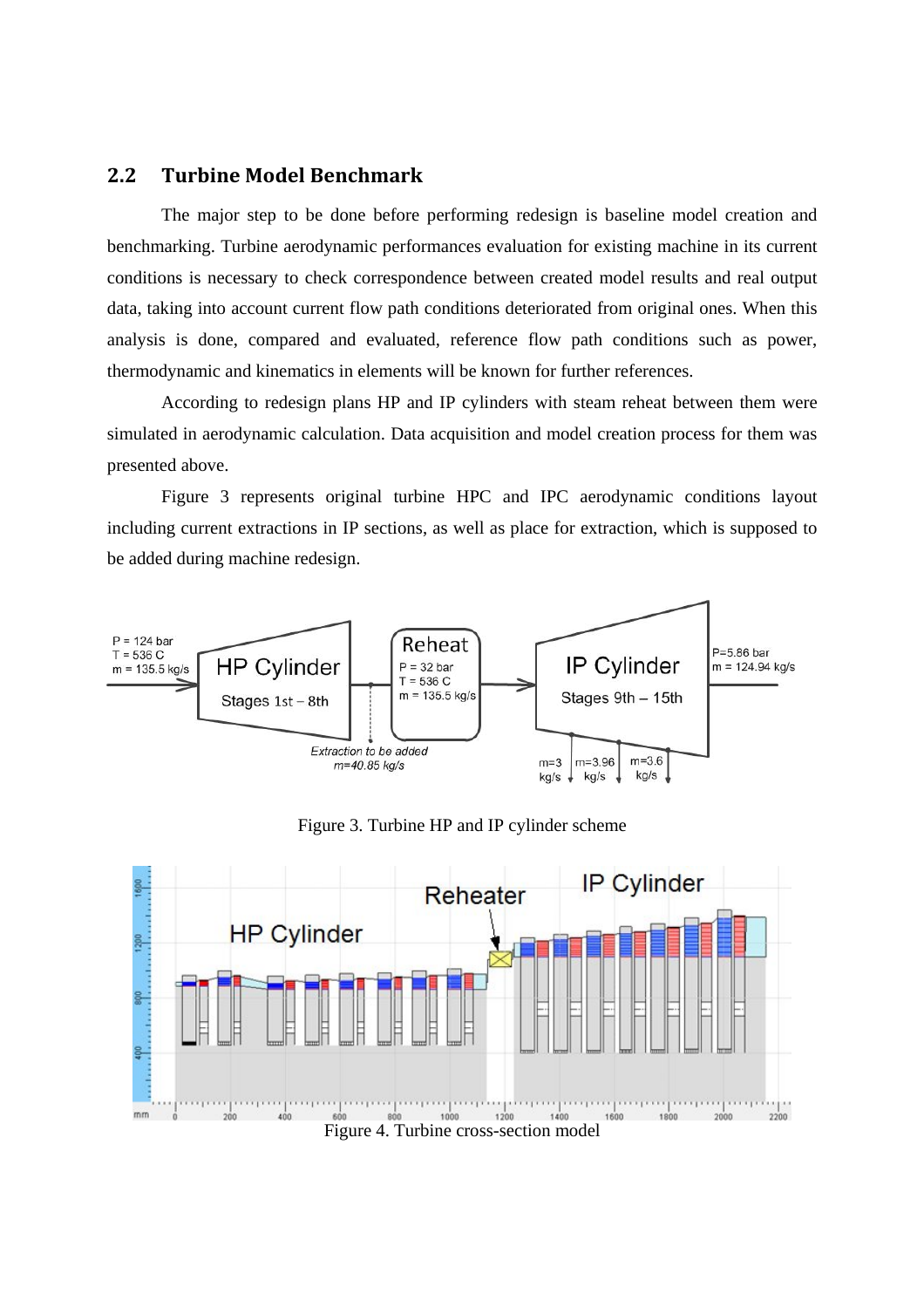## 2.2 Turbine Model Benchmark

The major step to be done before performing redesign is baseline model creation and benchmarking. Turbine aerodynamic performances evaluation for existing machine in its current conditions is necessary to check correspondence between created model results and real output data, taking into account current flow path conditions deteriorated from original ones. When this analysis is done, compared and evaluated, reference flow path conditions such as power, thermodynamic and kinematics in elements will be known for further references.

According to redesign plans HP and IP cylinders with steam reheat between them were simulated in aerodynamic calculation. Data acquisition and model creation process for them was presented above.

Figure 3 represents original turbine HPC and IPC aerodynamic conditions layout including current extractions in IP sections, as well as place for extraction, which is supposed to be added during machine redesign.

Figure 3. Turbine HP and IP cylinder scheme

Figure 4. Turbine cross-section model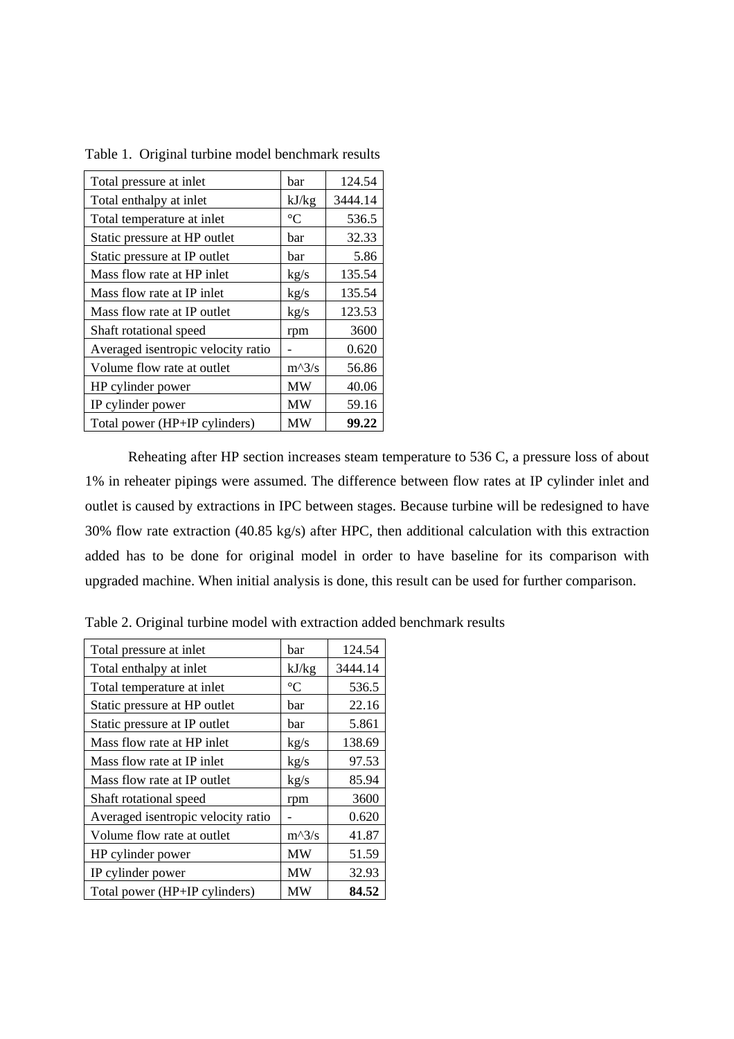Table 1. Original turbine model benchmark results

| | | |
|---|---|---|
| Total pressure at inlet | bar | 124.54 |
| Total enthalpy at inlet | kJ/kg | 3444.14 |
| Total temperature at inlet | °C | 536.5 |
| Static pressure at HP outlet | bar | 32.33 |
| Static pressure at IP outlet | bar | 5.86 |
| Mass flow rate at HP inlet | kg/s | 135.54 |
| Mass flow rate at IP inlet | kg/s | 135.54 |
| Mass flow rate at IP outlet | kg/s | 123.53 |
| Shaft rotational speed | rpm | 3600 |
| Averaged isentropic velocity ratio | - | 0.620 |
| Volume flow rate at outlet | m^3/s | 56.86 |
| HP cylinder power | MW | 40.06 |
| IP cylinder power | MW | 59.16 |
| Total power (HP+IP cylinders) | MW | **99.22** |

Reheating after HP section increases steam temperature to 536 C, a pressure loss of about 1% in reheater pipings were assumed. The difference between flow rates at IP cylinder inlet and outlet is caused by extractions in IPC between stages. Because turbine will be redesigned to have 30% flow rate extraction (40.85 kg/s) after HPC, then additional calculation with this extraction added has to be done for original model in order to have baseline for its comparison with upgraded machine. When initial analysis is done, this result can be used for further comparison.

Table 2. Original turbine model with extraction added benchmark results

| | | |
|---|---|---|
| Total pressure at inlet | bar | 124.54 |
| Total enthalpy at inlet | kJ/kg | 3444.14 |
| Total temperature at inlet | °C | 536.5 |
| Static pressure at HP outlet | bar | 22.16 |
| Static pressure at IP outlet | bar | 5.861 |
| Mass flow rate at HP inlet | kg/s | 138.69 |
| Mass flow rate at IP inlet | kg/s | 97.53 |
| Mass flow rate at IP outlet | kg/s | 85.94 |
| Shaft rotational speed | rpm | 3600 |
| Averaged isentropic velocity ratio | - | 0.620 |
| Volume flow rate at outlet | m^3/s | 41.87 |
| HP cylinder power | MW | 51.59 |
| IP cylinder power | MW | 32.93 |
| Total power (HP+IP cylinders) | MW | **84.52** |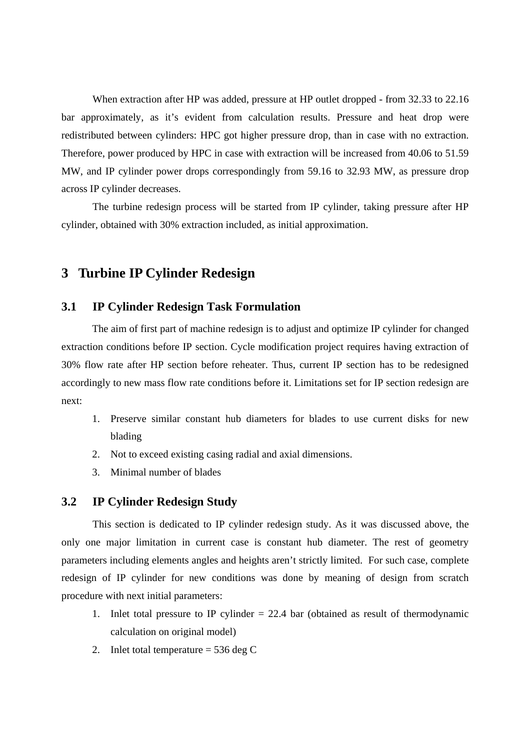When extraction after HP was added, pressure at HP outlet dropped - from 32.33 to 22.16 bar approximately, as it's evident from calculation results. Pressure and heat drop were redistributed between cylinders: HPC got higher pressure drop, than in case with no extraction. Therefore, power produced by HPC in case with extraction will be increased from 40.06 to 51.59 MW, and IP cylinder power drops correspondingly from 59.16 to 32.93 MW, as pressure drop across IP cylinder decreases.

The turbine redesign process will be started from IP cylinder, taking pressure after HP cylinder, obtained with 30% extraction included, as initial approximation.

# 3 Turbine IP Cylinder Redesign

## 3.1 IP Cylinder Redesign Task Formulation

The aim of first part of machine redesign is to adjust and optimize IP cylinder for changed extraction conditions before IP section. Cycle modification project requires having extraction of 30% flow rate after HP section before reheater. Thus, current IP section has to be redesigned accordingly to new mass flow rate conditions before it. Limitations set for IP section redesign are next:

1. Preserve similar constant hub diameters for blades to use current disks for new blading
2. Not to exceed existing casing radial and axial dimensions.
3. Minimal number of blades

## 3.2 IP Cylinder Redesign Study

This section is dedicated to IP cylinder redesign study. As it was discussed above, the only one major limitation in current case is constant hub diameter. The rest of geometry parameters including elements angles and heights aren't strictly limited. For such case, complete redesign of IP cylinder for new conditions was done by meaning of design from scratch procedure with next initial parameters:

1. Inlet total pressure to IP cylinder = 22.4 bar (obtained as result of thermodynamic calculation on original model)
2. Inlet total temperature = 536 deg C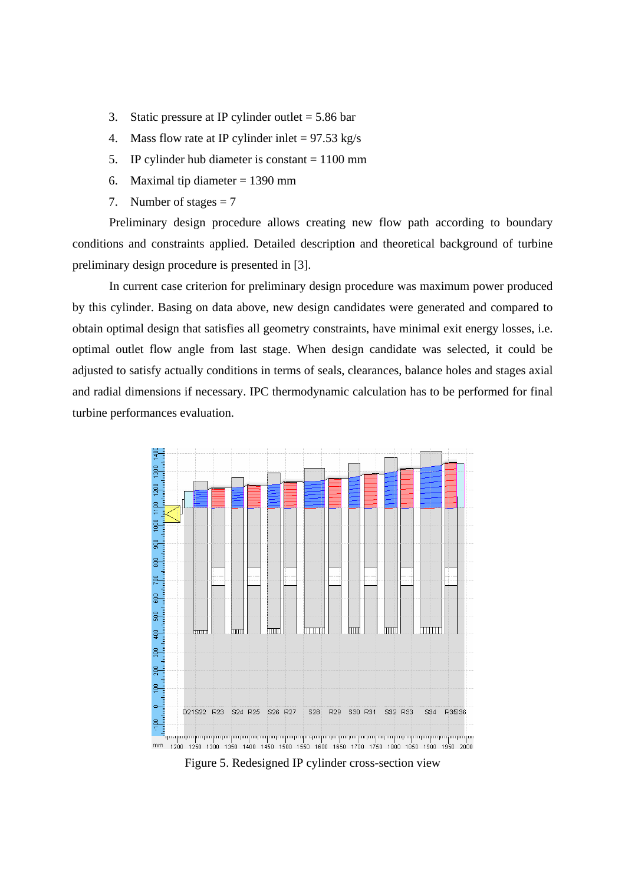3. Static pressure at IP cylinder outlet = 5.86 bar
4. Mass flow rate at IP cylinder inlet = 97.53 kg/s
5. IP cylinder hub diameter is constant = 1100 mm
6. Maximal tip diameter = 1390 mm
7. Number of stages = 7

Preliminary design procedure allows creating new flow path according to boundary conditions and constraints applied. Detailed description and theoretical background of turbine preliminary design procedure is presented in [3].

In current case criterion for preliminary design procedure was maximum power produced by this cylinder. Basing on data above, new design candidates were generated and compared to obtain optimal design that satisfies all geometry constraints, have minimal exit energy losses, i.e. optimal outlet flow angle from last stage. When design candidate was selected, it could be adjusted to satisfy actually conditions in terms of seals, clearances, balance holes and stages axial and radial dimensions if necessary. IPC thermodynamic calculation has to be performed for final turbine performances evaluation.

Figure 5. Redesigned IP cylinder cross-section view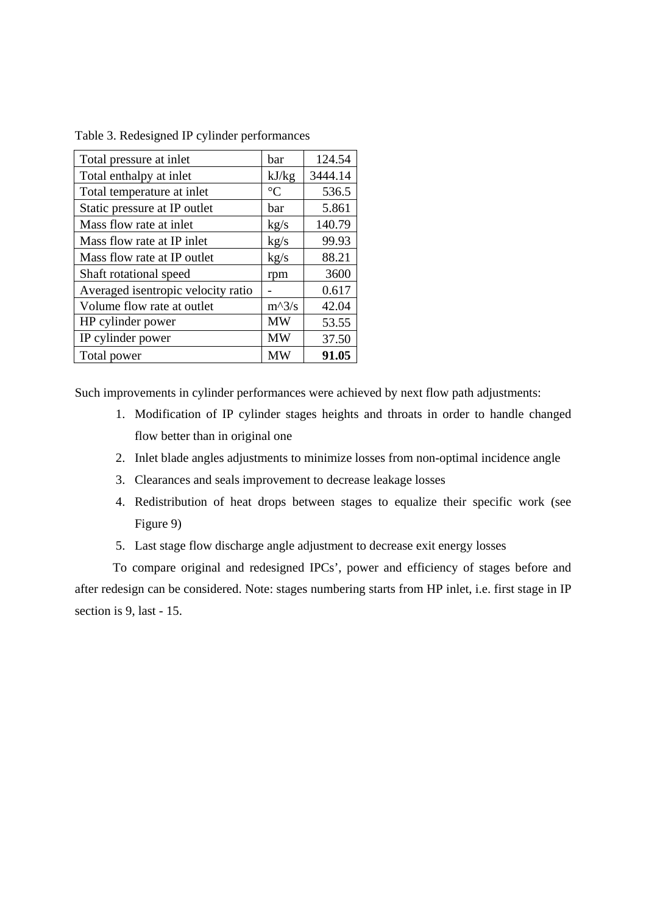Table 3. Redesigned IP cylinder performances

| Parameter | Unit | Value |
|---|---|---|
| Total pressure at inlet | bar | 124.54 |
| Total enthalpy at inlet | kJ/kg | 3444.14 |
| Total temperature at inlet | °C | 536.5 |
| Static pressure at IP outlet | bar | 5.861 |
| Mass flow rate at inlet | kg/s | 140.79 |
| Mass flow rate at IP inlet | kg/s | 99.93 |
| Mass flow rate at IP outlet | kg/s | 88.21 |
| Shaft rotational speed | rpm | 3600 |
| Averaged isentropic velocity ratio | - | 0.617 |
| Volume flow rate at outlet | m^3/s | 42.04 |
| HP cylinder power | MW | 53.55 |
| IP cylinder power | MW | 37.50 |
| Total power | MW | **91.05** |

Such improvements in cylinder performances were achieved by next flow path adjustments:

1. Modification of IP cylinder stages heights and throats in order to handle changed flow better than in original one
2. Inlet blade angles adjustments to minimize losses from non-optimal incidence angle
3. Clearances and seals improvement to decrease leakage losses
4. Redistribution of heat drops between stages to equalize their specific work (see Figure 9)
5. Last stage flow discharge angle adjustment to decrease exit energy losses

To compare original and redesigned IPCs', power and efficiency of stages before and after redesign can be considered. Note: stages numbering starts from HP inlet, i.e. first stage in IP section is 9, last - 15.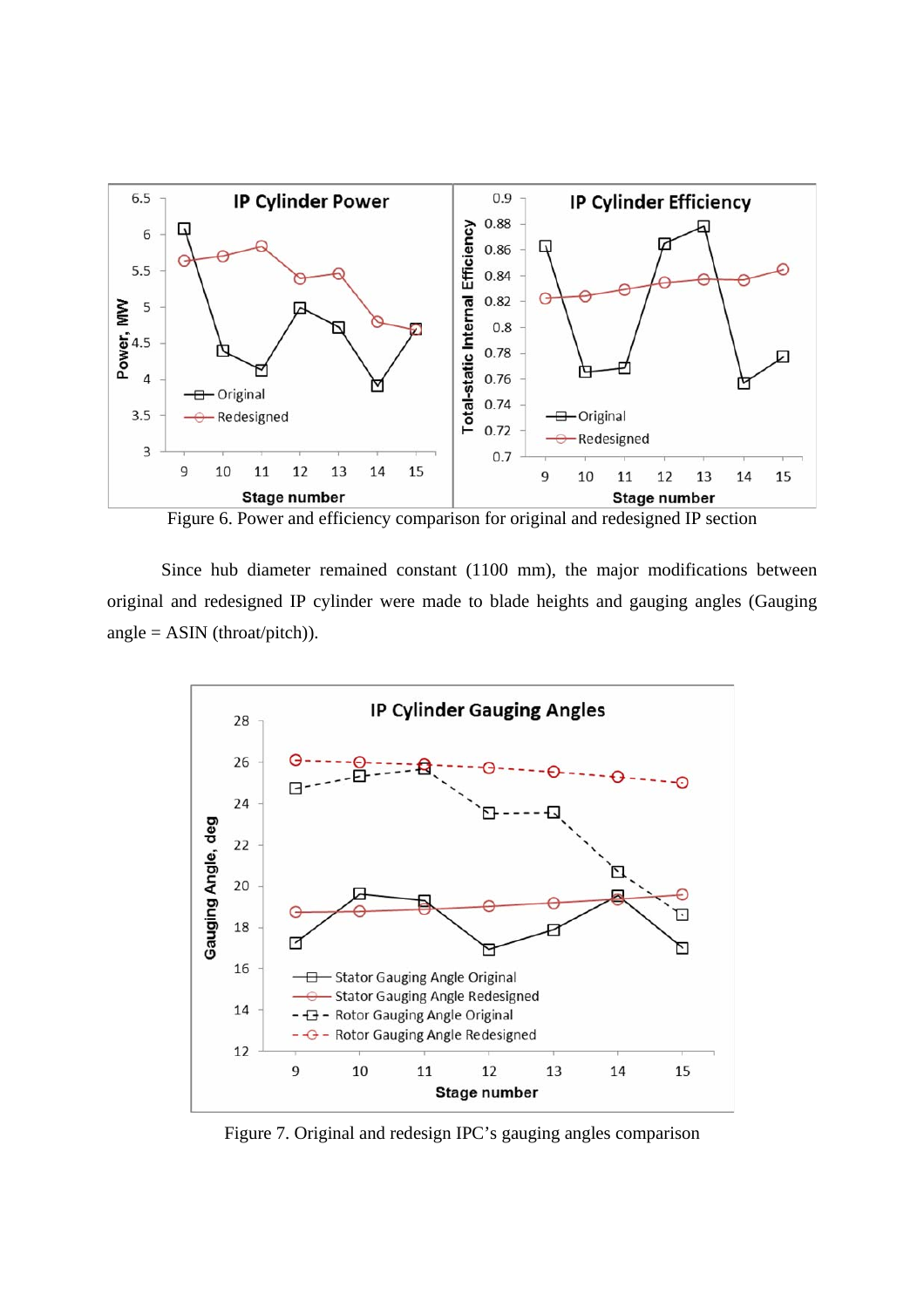Figure 6. Power and efficiency comparison for original and redesigned IP section

Since hub diameter remained constant (1100 mm), the major modifications between original and redesigned IP cylinder were made to blade heights and gauging angles (Gauging angle = ASIN (throat/pitch)).

Figure 7. Original and redesign IPC's gauging angles comparison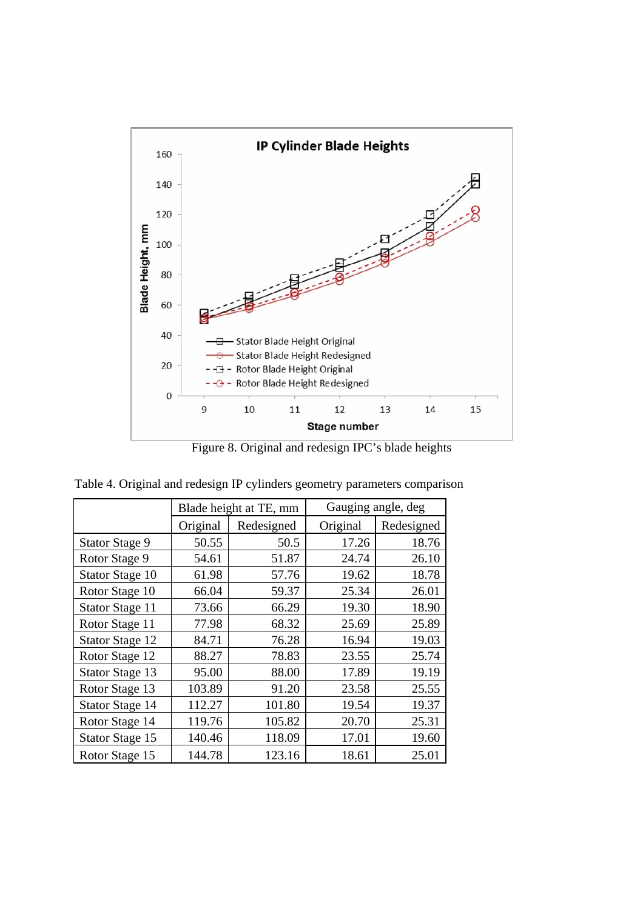Figure 8. Original and redesign IPC's blade heights

Table 4. Original and redesign IP cylinders geometry parameters comparison

| | Blade height at TE, mm | | Gauging angle, deg | |
|---|---|---|---|---|
| | Original | Redesigned | Original | Redesigned |
| Stator Stage 9 | 50.55 | 50.5 | 17.26 | 18.76 |
| Rotor Stage 9 | 54.61 | 51.87 | 24.74 | 26.10 |
| Stator Stage 10 | 61.98 | 57.76 | 19.62 | 18.78 |
| Rotor Stage 10 | 66.04 | 59.37 | 25.34 | 26.01 |
| Stator Stage 11 | 73.66 | 66.29 | 19.30 | 18.90 |
| Rotor Stage 11 | 77.98 | 68.32 | 25.69 | 25.89 |
| Stator Stage 12 | 84.71 | 76.28 | 16.94 | 19.03 |
| Rotor Stage 12 | 88.27 | 78.83 | 23.55 | 25.74 |
| Stator Stage 13 | 95.00 | 88.00 | 17.89 | 19.19 |
| Rotor Stage 13 | 103.89 | 91.20 | 23.58 | 25.55 |
| Stator Stage 14 | 112.27 | 101.80 | 19.54 | 19.37 |
| Rotor Stage 14 | 119.76 | 105.82 | 20.70 | 25.31 |
| Stator Stage 15 | 140.46 | 118.09 | 17.01 | 19.60 |
| Rotor Stage 15 | 144.78 | 123.16 | 18.61 | 25.01 |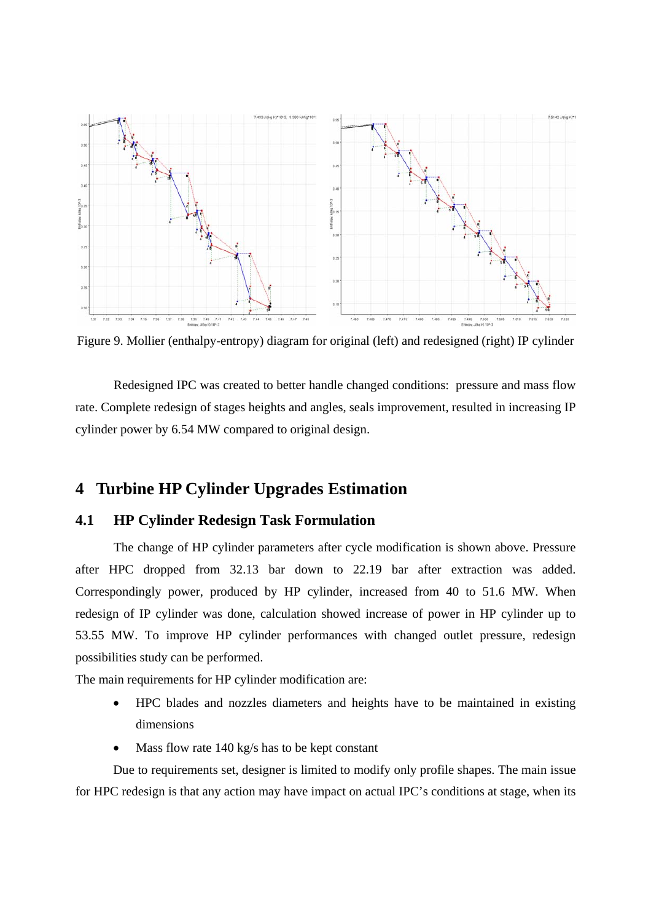Figure 9. Mollier (enthalpy-entropy) diagram for original (left) and redesigned (right) IP cylinder

Redesigned IPC was created to better handle changed conditions: pressure and mass flow rate. Complete redesign of stages heights and angles, seals improvement, resulted in increasing IP cylinder power by 6.54 MW compared to original design.

# 4 Turbine HP Cylinder Upgrades Estimation

## 4.1 HP Cylinder Redesign Task Formulation

The change of HP cylinder parameters after cycle modification is shown above. Pressure after HPC dropped from 32.13 bar down to 22.19 bar after extraction was added. Correspondingly power, produced by HP cylinder, increased from 40 to 51.6 MW. When redesign of IP cylinder was done, calculation showed increase of power in HP cylinder up to 53.55 MW. To improve HP cylinder performances with changed outlet pressure, redesign possibilities study can be performed.

The main requirements for HP cylinder modification are:

- HPC blades and nozzles diameters and heights have to be maintained in existing dimensions
- Mass flow rate 140 kg/s has to be kept constant

Due to requirements set, designer is limited to modify only profile shapes. The main issue for HPC redesign is that any action may have impact on actual IPC's conditions at stage, when its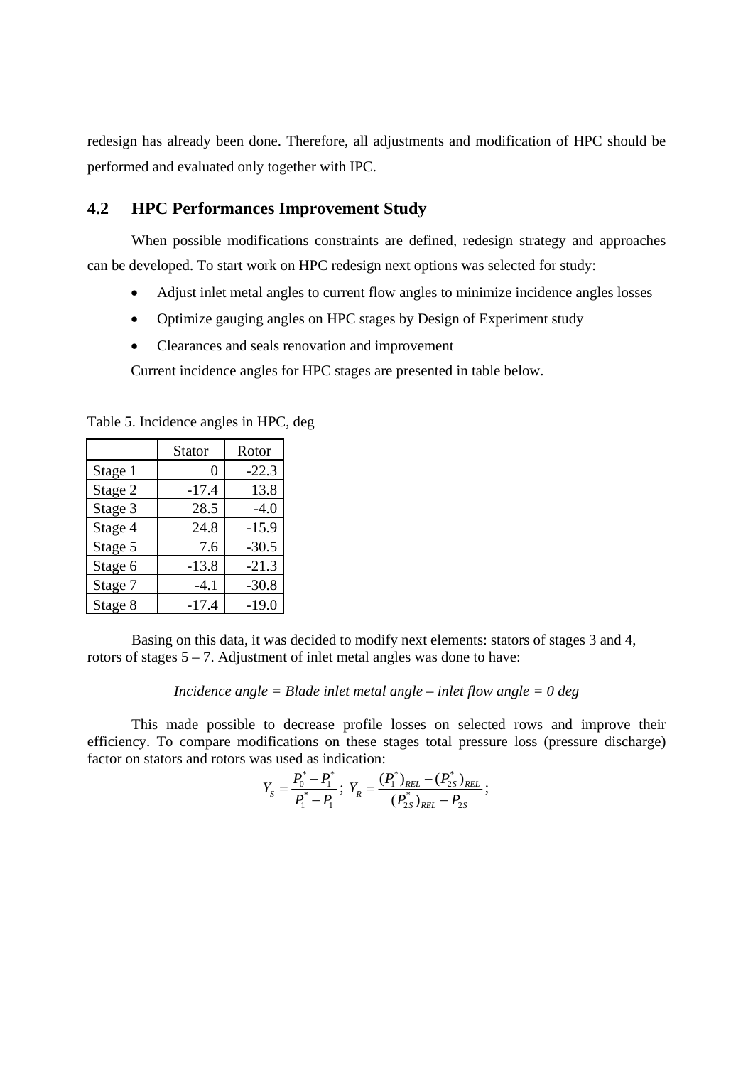redesign has already been done. Therefore, all adjustments and modification of HPC should be performed and evaluated only together with IPC.

## 4.2 HPC Performances Improvement Study

When possible modifications constraints are defined, redesign strategy and approaches can be developed. To start work on HPC redesign next options was selected for study:

- Adjust inlet metal angles to current flow angles to minimize incidence angles losses
- Optimize gauging angles on HPC stages by Design of Experiment study
- Clearances and seals renovation and improvement

Current incidence angles for HPC stages are presented in table below.

Table 5. Incidence angles in HPC, deg

| | Stator | Rotor |
|---|---|---|
| Stage 1 | 0 | -22.3 |
| Stage 2 | -17.4 | 13.8 |
| Stage 3 | 28.5 | -4.0 |
| Stage 4 | 24.8 | -15.9 |
| Stage 5 | 7.6 | -30.5 |
| Stage 6 | -13.8 | -21.3 |
| Stage 7 | -4.1 | -30.8 |
| Stage 8 | -17.4 | -19.0 |

Basing on this data, it was decided to modify next elements: stators of stages 3 and 4, rotors of stages 5 – 7. Adjustment of inlet metal angles was done to have:

*Incidence angle = Blade inlet metal angle – inlet flow angle = 0 deg*

This made possible to decrease profile losses on selected rows and improve their efficiency. To compare modifications on these stages total pressure loss (pressure discharge) factor on stators and rotors was used as indication:

$$Y_S = \frac{P_0^* - P_1^*}{P_1^* - P_1}; \; Y_R = \frac{(P_1^*)_{REL} - (P_{2S}^*)_{REL}}{(P_{2S}^*)_{REL} - P_{2S}};$$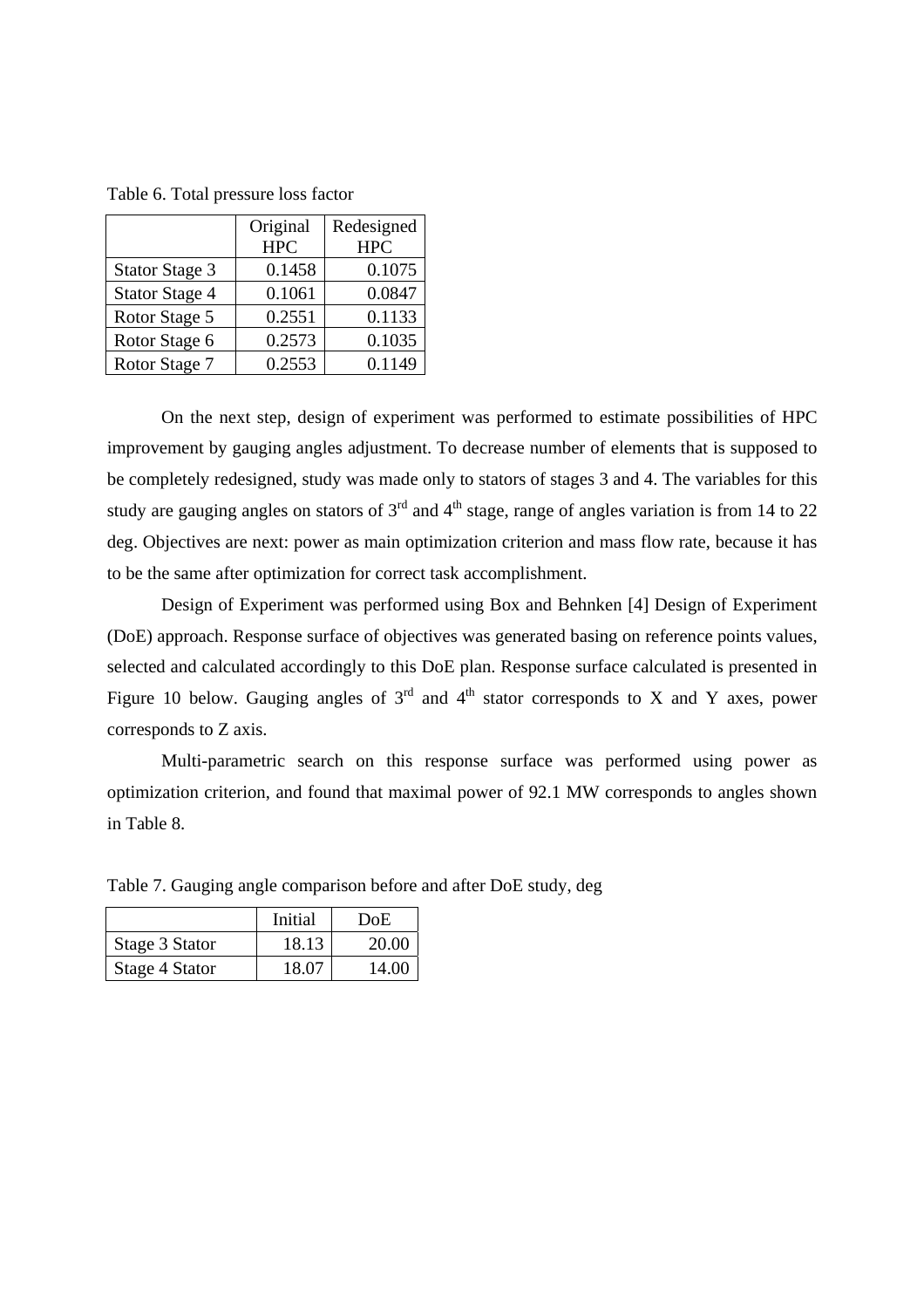Table 6. Total pressure loss factor

| | Original HPC | Redesigned HPC |
|---|---|---|
| Stator Stage 3 | 0.1458 | 0.1075 |
| Stator Stage 4 | 0.1061 | 0.0847 |
| Rotor Stage 5 | 0.2551 | 0.1133 |
| Rotor Stage 6 | 0.2573 | 0.1035 |
| Rotor Stage 7 | 0.2553 | 0.1149 |

On the next step, design of experiment was performed to estimate possibilities of HPC improvement by gauging angles adjustment. To decrease number of elements that is supposed to be completely redesigned, study was made only to stators of stages 3 and 4. The variables for this study are gauging angles on stators of 3rd and 4th stage, range of angles variation is from 14 to 22 deg. Objectives are next: power as main optimization criterion and mass flow rate, because it has to be the same after optimization for correct task accomplishment.

Design of Experiment was performed using Box and Behnken [4] Design of Experiment (DoE) approach. Response surface of objectives was generated basing on reference points values, selected and calculated accordingly to this DoE plan. Response surface calculated is presented in Figure 10 below. Gauging angles of 3rd and 4th stator corresponds to X and Y axes, power corresponds to Z axis.

Multi-parametric search on this response surface was performed using power as optimization criterion, and found that maximal power of 92.1 MW corresponds to angles shown in Table 8.

Table 7. Gauging angle comparison before and after DoE study, deg

| | Initial | DoE |
|---|---|---|
| Stage 3 Stator | 18.13 | 20.00 |
| Stage 4 Stator | 18.07 | 14.00 |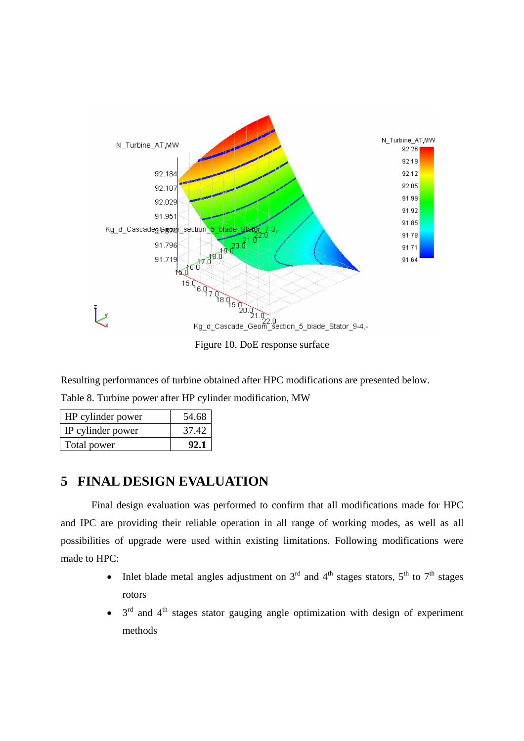Figure 10. DoE response surface

Resulting performances of turbine obtained after HPC modifications are presented below.

Table 8. Turbine power after HP cylinder modification, MW

| | |
|---|---|
| HP cylinder power | 54.68 |
| IP cylinder power | 37.42 |
| Total power | **92.1** |

## 5 FINAL DESIGN EVALUATION

Final design evaluation was performed to confirm that all modifications made for HPC and IPC are providing their reliable operation in all range of working modes, as well as all possibilities of upgrade were used within existing limitations. Following modifications were made to HPC:

- Inlet blade metal angles adjustment on 3rd and 4th stages stators, 5th to 7th stages rotors
- 3rd and 4th stages stator gauging angle optimization with design of experiment methods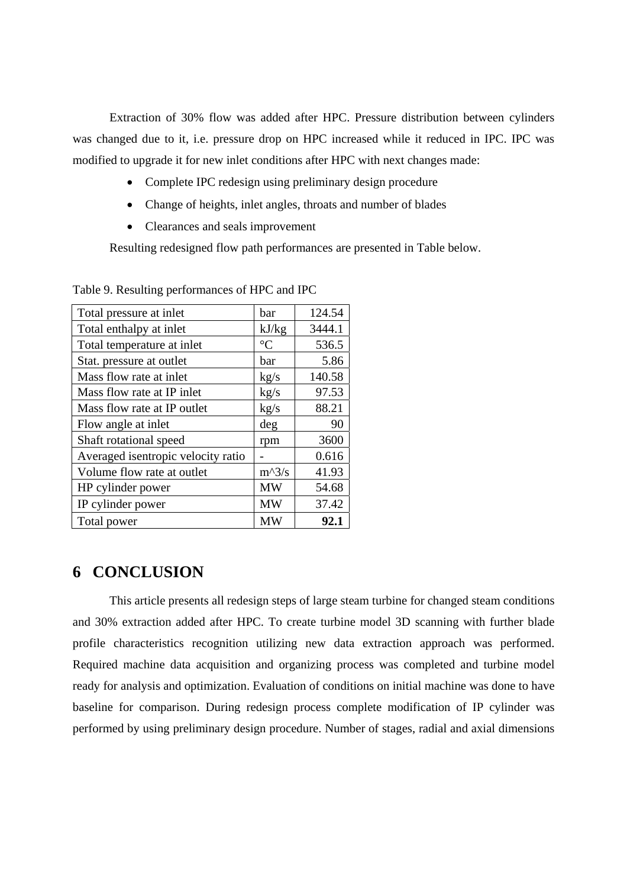Extraction of 30% flow was added after HPC. Pressure distribution between cylinders was changed due to it, i.e. pressure drop on HPC increased while it reduced in IPC. IPC was modified to upgrade it for new inlet conditions after HPC with next changes made:

- Complete IPC redesign using preliminary design procedure
- Change of heights, inlet angles, throats and number of blades
- Clearances and seals improvement

Resulting redesigned flow path performances are presented in Table below.

Table 9. Resulting performances of HPC and IPC

| Total pressure at inlet | bar | 124.54 |
|---|---|---|
| Total enthalpy at inlet | kJ/kg | 3444.1 |
| Total temperature at inlet | °C | 536.5 |
| Stat. pressure at outlet | bar | 5.86 |
| Mass flow rate at inlet | kg/s | 140.58 |
| Mass flow rate at IP inlet | kg/s | 97.53 |
| Mass flow rate at IP outlet | kg/s | 88.21 |
| Flow angle at inlet | deg | 90 |
| Shaft rotational speed | rpm | 3600 |
| Averaged isentropic velocity ratio | - | 0.616 |
| Volume flow rate at outlet | m^3/s | 41.93 |
| HP cylinder power | MW | 54.68 |
| IP cylinder power | MW | 37.42 |
| Total power | MW | **92.1** |

# 6 CONCLUSION

This article presents all redesign steps of large steam turbine for changed steam conditions and 30% extraction added after HPC. To create turbine model 3D scanning with further blade profile characteristics recognition utilizing new data extraction approach was performed. Required machine data acquisition and organizing process was completed and turbine model ready for analysis and optimization. Evaluation of conditions on initial machine was done to have baseline for comparison. During redesign process complete modification of IP cylinder was performed by using preliminary design procedure. Number of stages, radial and axial dimensions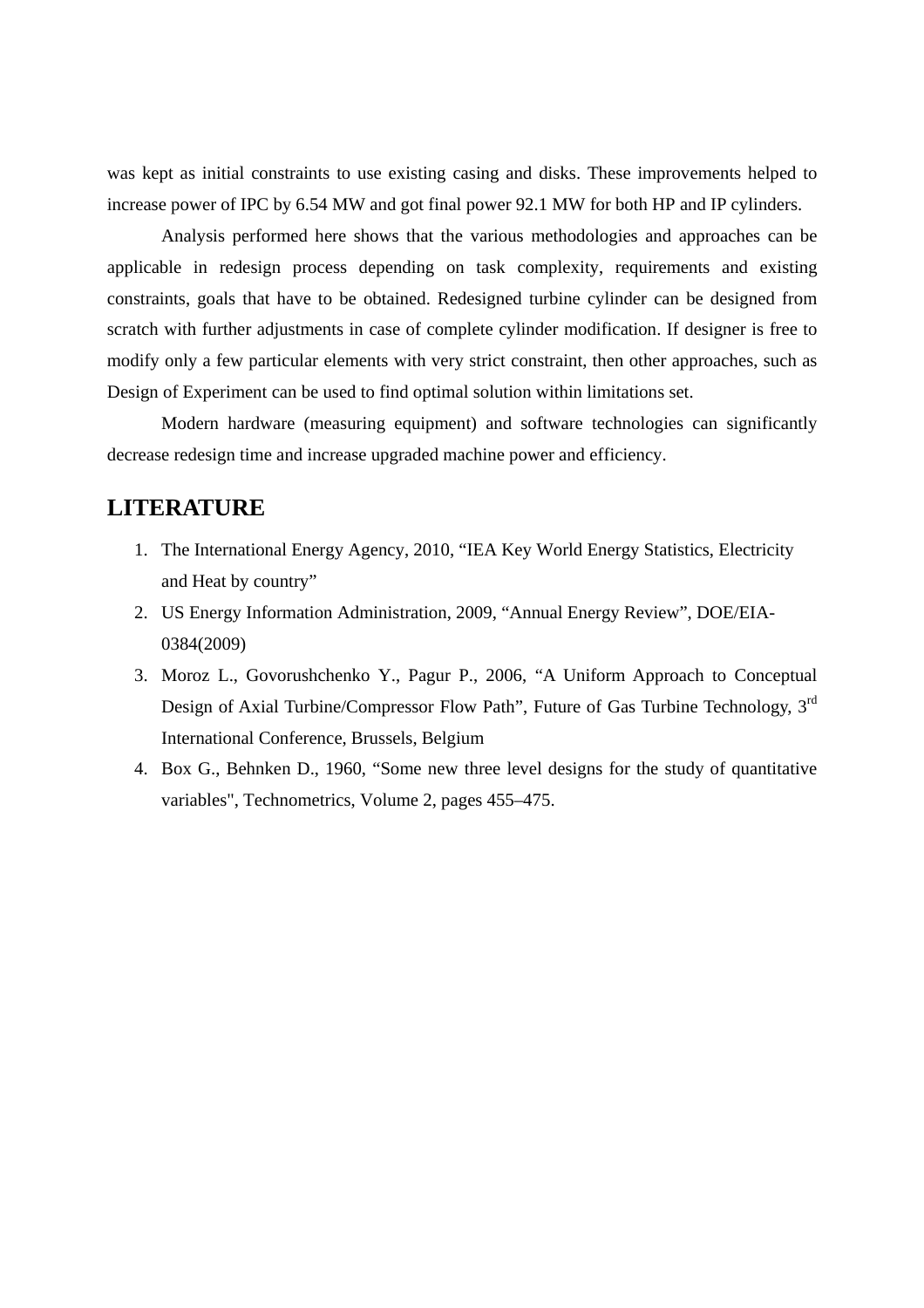was kept as initial constraints to use existing casing and disks. These improvements helped to increase power of IPC by 6.54 MW and got final power 92.1 MW for both HP and IP cylinders.

Analysis performed here shows that the various methodologies and approaches can be applicable in redesign process depending on task complexity, requirements and existing constraints, goals that have to be obtained. Redesigned turbine cylinder can be designed from scratch with further adjustments in case of complete cylinder modification. If designer is free to modify only a few particular elements with very strict constraint, then other approaches, such as Design of Experiment can be used to find optimal solution within limitations set.

Modern hardware (measuring equipment) and software technologies can significantly decrease redesign time and increase upgraded machine power and efficiency.

## LITERATURE

1. The International Energy Agency, 2010, "IEA Key World Energy Statistics, Electricity and Heat by country"
2. US Energy Information Administration, 2009, "Annual Energy Review", DOE/EIA-0384(2009)
3. Moroz L., Govorushchenko Y., Pagur P., 2006, "A Uniform Approach to Conceptual Design of Axial Turbine/Compressor Flow Path", Future of Gas Turbine Technology, 3rd International Conference, Brussels, Belgium
4. Box G., Behnken D., 1960, "Some new three level designs for the study of quantitative variables", Technometrics, Volume 2, pages 455–475.